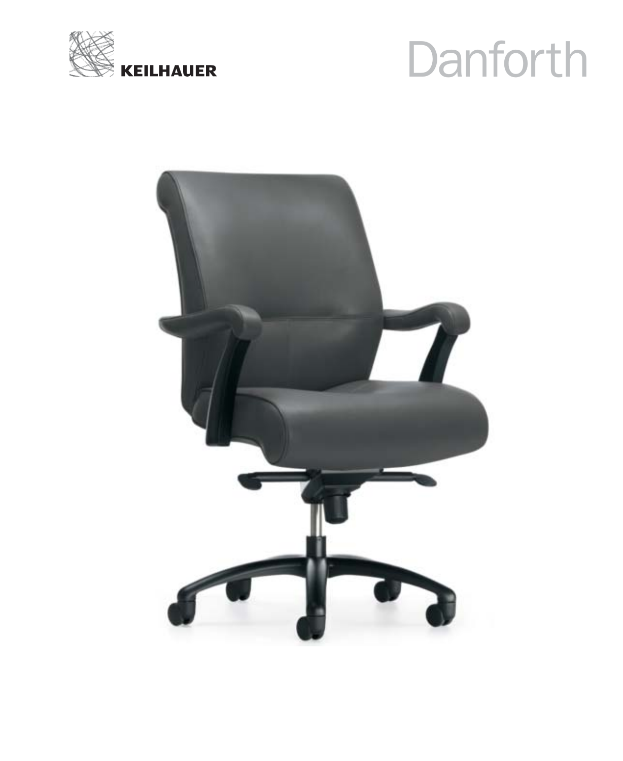KEILHAUER

# Danforth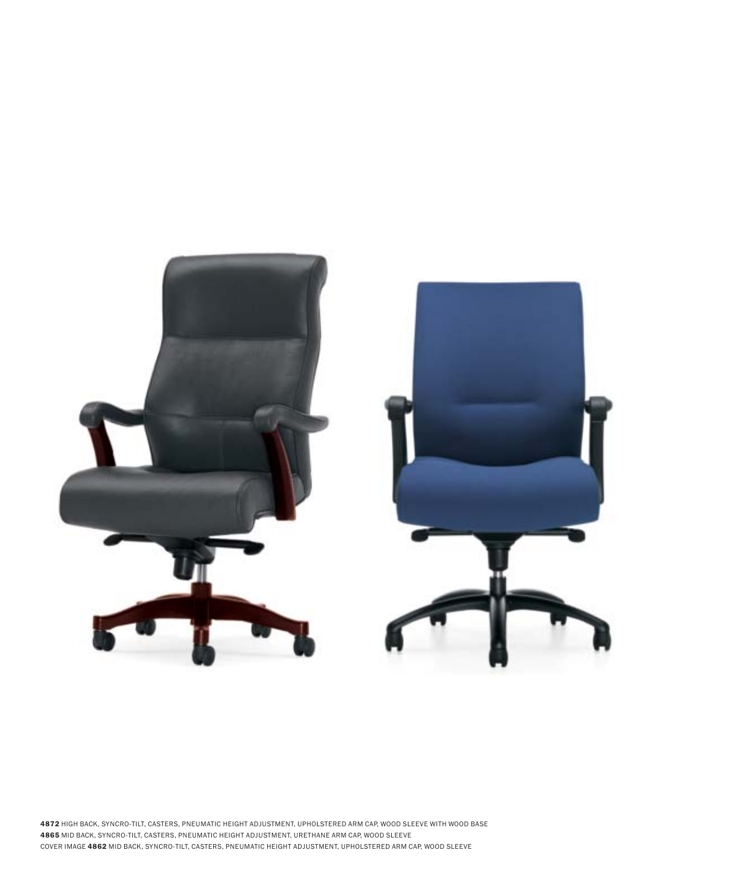**4872** HIGH BACK, SYNCRO-TILT, CASTERS, PNEUMATIC HEIGHT ADJUSTMENT, UPHOLSTERED ARM CAP, WOOD SLEEVE WITH WOOD BASE
**4865** MID BACK, SYNCRO-TILT, CASTERS, PNEUMATIC HEIGHT ADJUSTMENT, URETHANE ARM CAP, WOOD SLEEVE
COVER IMAGE **4862** MID BACK, SYNCRO-TILT, CASTERS, PNEUMATIC HEIGHT ADJUSTMENT, UPHOLSTERED ARM CAP, WOOD SLEEVE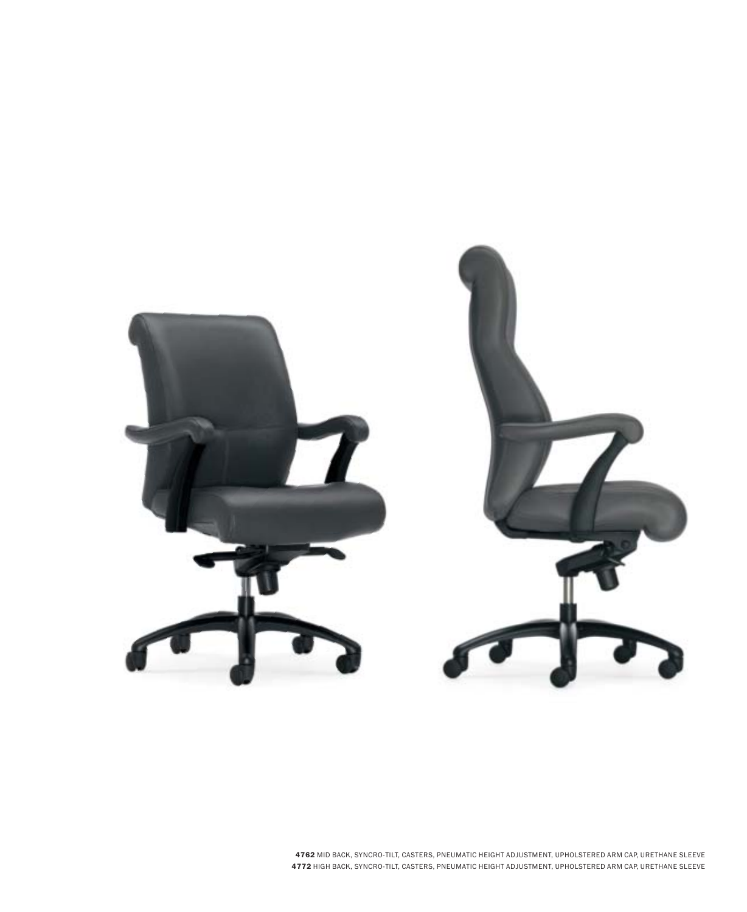**4762** MID BACK, SYNCRO-TILT, CASTERS, PNEUMATIC HEIGHT ADJUSTMENT, UPHOLSTERED ARM CAP, URETHANE SLEEVE
**4772** HIGH BACK, SYNCRO-TILT, CASTERS, PNEUMATIC HEIGHT ADJUSTMENT, UPHOLSTERED ARM CAP, URETHANE SLEEVE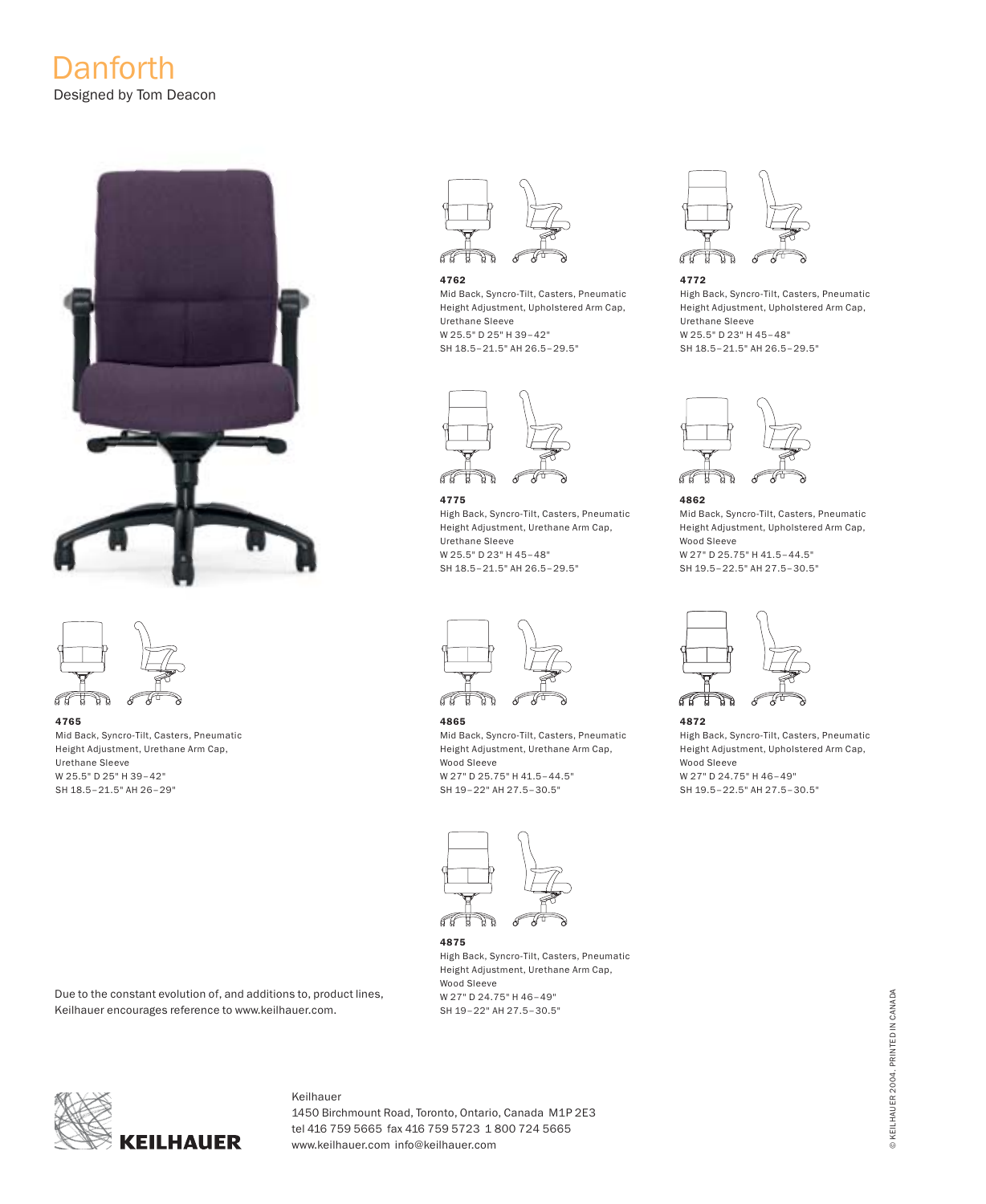# Danforth

Designed by Tom Deacon

**4762**
Mid Back, Syncro-Tilt, Casters, Pneumatic Height Adjustment, Upholstered Arm Cap, Urethane Sleeve
W 25.5" D 25" H 39–42"
SH 18.5–21.5" AH 26.5–29.5"

**4772**
High Back, Syncro-Tilt, Casters, Pneumatic Height Adjustment, Upholstered Arm Cap, Urethane Sleeve
W 25.5" D 23" H 45–48"
SH 18.5–21.5" AH 26.5–29.5"

**4775**
High Back, Syncro-Tilt, Casters, Pneumatic Height Adjustment, Urethane Arm Cap, Urethane Sleeve
W 25.5" D 23" H 45–48"
SH 18.5–21.5" AH 26.5–29.5"

**4862**
Mid Back, Syncro-Tilt, Casters, Pneumatic Height Adjustment, Upholstered Arm Cap, Wood Sleeve
W 27" D 25.75" H 41.5–44.5"
SH 19.5–22.5" AH 27.5–30.5"

**4765**
Mid Back, Syncro-Tilt, Casters, Pneumatic Height Adjustment, Urethane Arm Cap, Urethane Sleeve
W 25.5" D 25" H 39–42"
SH 18.5–21.5" AH 26–29"

**4865**
Mid Back, Syncro-Tilt, Casters, Pneumatic Height Adjustment, Urethane Arm Cap, Wood Sleeve
W 27" D 25.75" H 41.5–44.5"
SH 19–22" AH 27.5–30.5"

**4872**
High Back, Syncro-Tilt, Casters, Pneumatic Height Adjustment, Upholstered Arm Cap, Wood Sleeve
W 27" D 24.75" H 46–49"
SH 19.5–22.5" AH 27.5–30.5"

**4875**
High Back, Syncro-Tilt, Casters, Pneumatic Height Adjustment, Urethane Arm Cap, Wood Sleeve
W 27" D 24.75" H 46–49"
SH 19–22" AH 27.5–30.5"

Due to the constant evolution of, and additions to, product lines, Keilhauer encourages reference to www.keilhauer.com.

KEILHAUER

Keilhauer
1450 Birchmount Road, Toronto, Ontario, Canada M1P 2E3
tel 416 759 5665 fax 416 759 5723 1 800 724 5665
www.keilhauer.com info@keilhauer.com

© KEILHAUER 2004. PRINTED IN CANADA